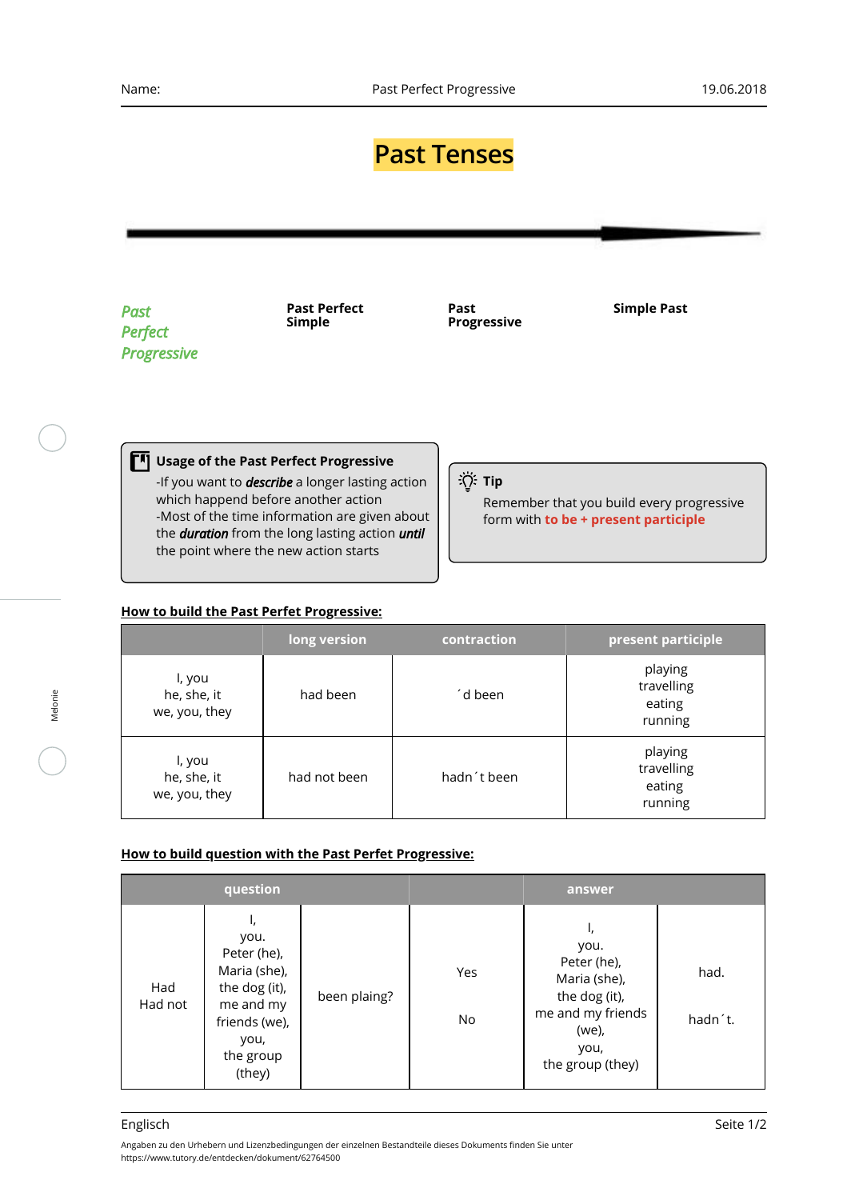Name: Past Perfect Progressive 19.06.2018

# Past Tenses

*Past Perfect Progressive*

**Past Perfect Simple**

**Past Progressive**

**Simple Past**

**Usage of the Past Perfect Progressive**

-If you want to ***describe*** a longer lasting action which happend before another action
-Most of the time information are given about the ***duration*** from the long lasting action ***until*** the point where the new action starts

**Tip**

Remember that you build every progressive form with **to be + present participle**

**How to build the Past Perfet Progressive:**

| | long version | contraction | present participle |
|---|---|---|---|
| I, you<br>he, she, it<br>we, you, they | had been | ´d been | playing<br>travelling<br>eating<br>running |
| I, you<br>he, she, it<br>we, you, they | had not been | hadn´t been | playing<br>travelling<br>eating<br>running |

**How to build question with the Past Perfet Progressive:**

| question | | | | answer | |
|---|---|---|---|---|---|
| Had<br>Had not | I,<br>you.<br>Peter (he),<br>Maria (she),<br>the dog (it),<br>me and my friends (we),<br>you,<br>the group (they) | been plaing? | Yes<br><br>No | I,<br>you.<br>Peter (he),<br>Maria (she),<br>the dog (it),<br>me and my friends (we),<br>you,<br>the group (they) | had.<br><br>hadn´t. |

Englisch

Angaben zu den Urhebern und Lizenzbedingungen der einzelnen Bestandteile dieses Dokuments finden Sie unter https://www.tutory.de/entdecken/dokument/62764500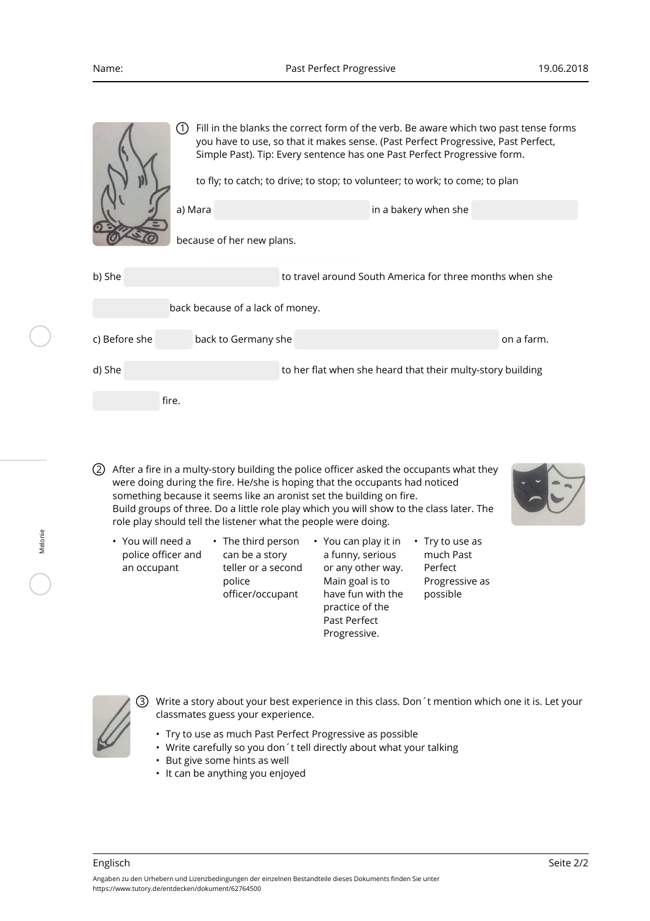① Fill in the blanks the correct form of the verb. Be aware which two past tense forms you have to use, so that it makes sense. (Past Perfect Progressive, Past Perfect, Simple Past). Tip: Every sentence has one Past Perfect Progressive form.

to fly; to catch; to drive; to stop; to volunteer; to work; to come; to plan

a) Mara ______________________ in a bakery when she ______________ because of her new plans.

b) She ______________________ to travel around South America for three months when she __________ back because of a lack of money.

c) Before she _____ back to Germany she ______________________________ on a farm.

d) She ______________________ to her flat when she heard that their multy-story building _________ fire.

② After a fire in a multy-story building the police officer asked the occupants what they were doing during the fire. He/she is hoping that the occupants had noticed something because it seems like an aronist set the building on fire.
Build groups of three. Do a little role play which you will show to the class later. The role play should tell the listener what the people were doing.

- You will need a police officer and an occupant
- The third person can be a story teller or a second police officer/occupant
- You can play it in a funny, serious or any other way. Main goal is to have fun with the practice of the Past Perfect Progressive.
- Try to use as much Past Perfect Progressive as possible

③ Write a story about your best experience in this class. Don´t mention which one it is. Let your classmates guess your experience.

- Try to use as much Past Perfect Progressive as possible
- Write carefully so you don´t tell directly about what your talking
- But give some hints as well
- It can be anything you enjoyed

Angaben zu den Urhebern und Lizenzbedingungen der einzelnen Bestandteile dieses Dokuments finden Sie unter https://www.tutory.de/entdecken/dokument/62764500